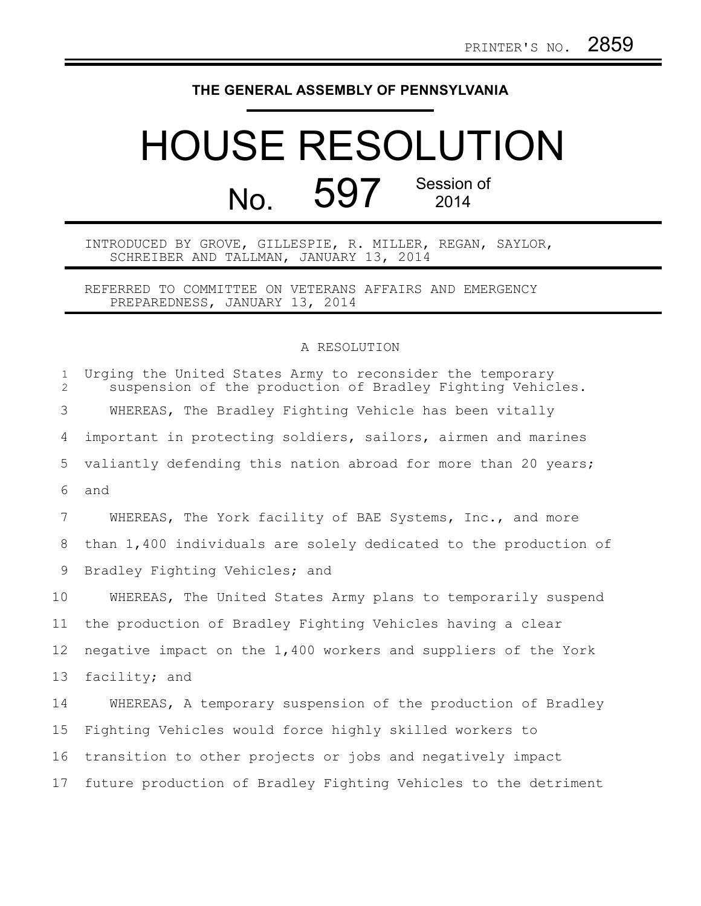PRINTER'S NO. 2859

THE GENERAL ASSEMBLY OF PENNSYLVANIA

# HOUSE RESOLUTION

## No. 597 Session of 2014

INTRODUCED BY GROVE, GILLESPIE, R. MILLER, REGAN, SAYLOR, SCHREIBER AND TALLMAN, JANUARY 13, 2014

REFERRED TO COMMITTEE ON VETERANS AFFAIRS AND EMERGENCY PREPAREDNESS, JANUARY 13, 2014

A RESOLUTION

1 Urging the United States Army to reconsider the temporary
2 suspension of the production of Bradley Fighting Vehicles.

3 WHEREAS, The Bradley Fighting Vehicle has been vitally
4 important in protecting soldiers, sailors, airmen and marines
5 valiantly defending this nation abroad for more than 20 years;
6 and

7 WHEREAS, The York facility of BAE Systems, Inc., and more
8 than 1,400 individuals are solely dedicated to the production of
9 Bradley Fighting Vehicles; and

10 WHEREAS, The United States Army plans to temporarily suspend
11 the production of Bradley Fighting Vehicles having a clear
12 negative impact on the 1,400 workers and suppliers of the York
13 facility; and

14 WHEREAS, A temporary suspension of the production of Bradley
15 Fighting Vehicles would force highly skilled workers to
16 transition to other projects or jobs and negatively impact
17 future production of Bradley Fighting Vehicles to the detriment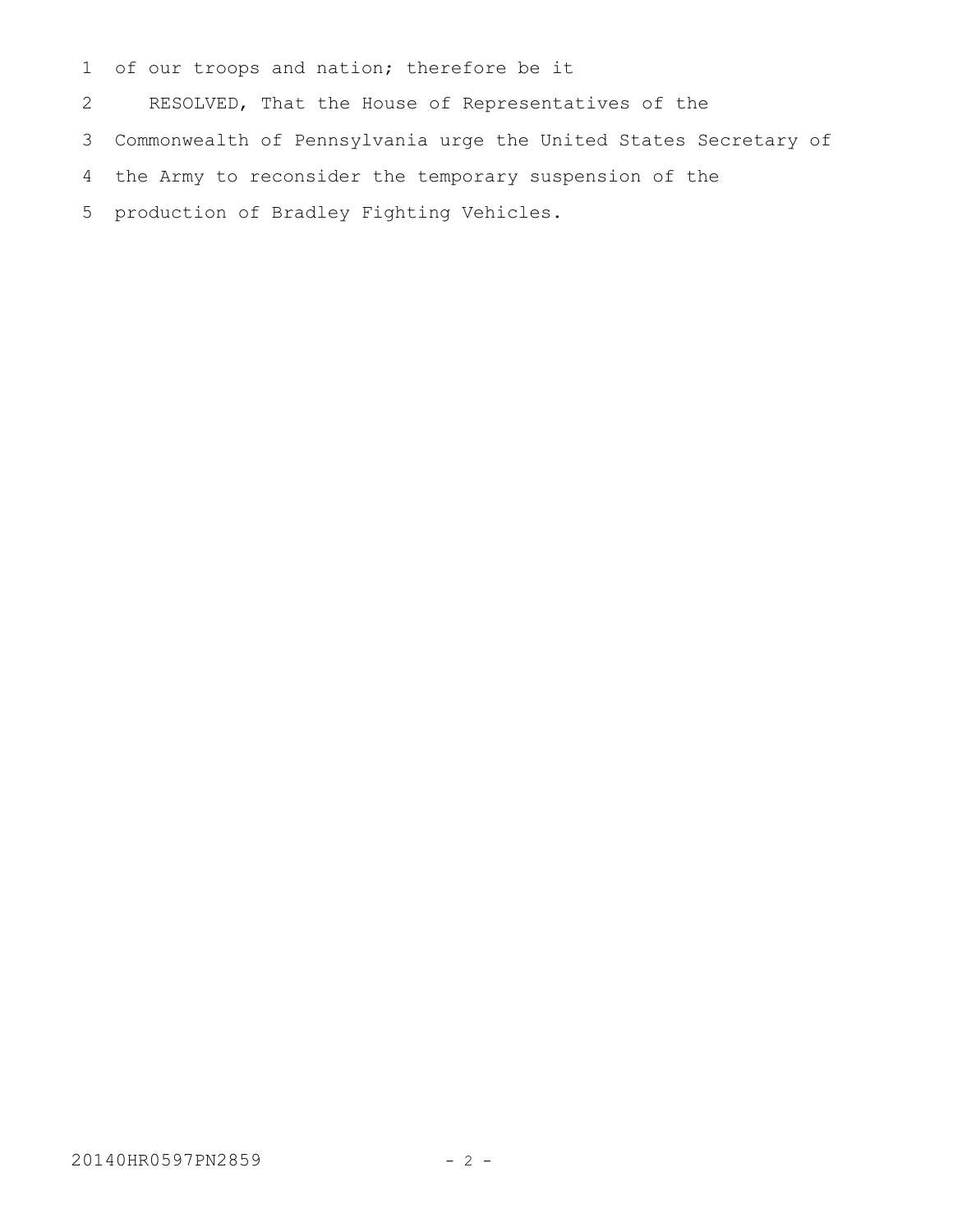of our troops and nation; therefore be it

RESOLVED, That the House of Representatives of the Commonwealth of Pennsylvania urge the United States Secretary of the Army to reconsider the temporary suspension of the production of Bradley Fighting Vehicles.